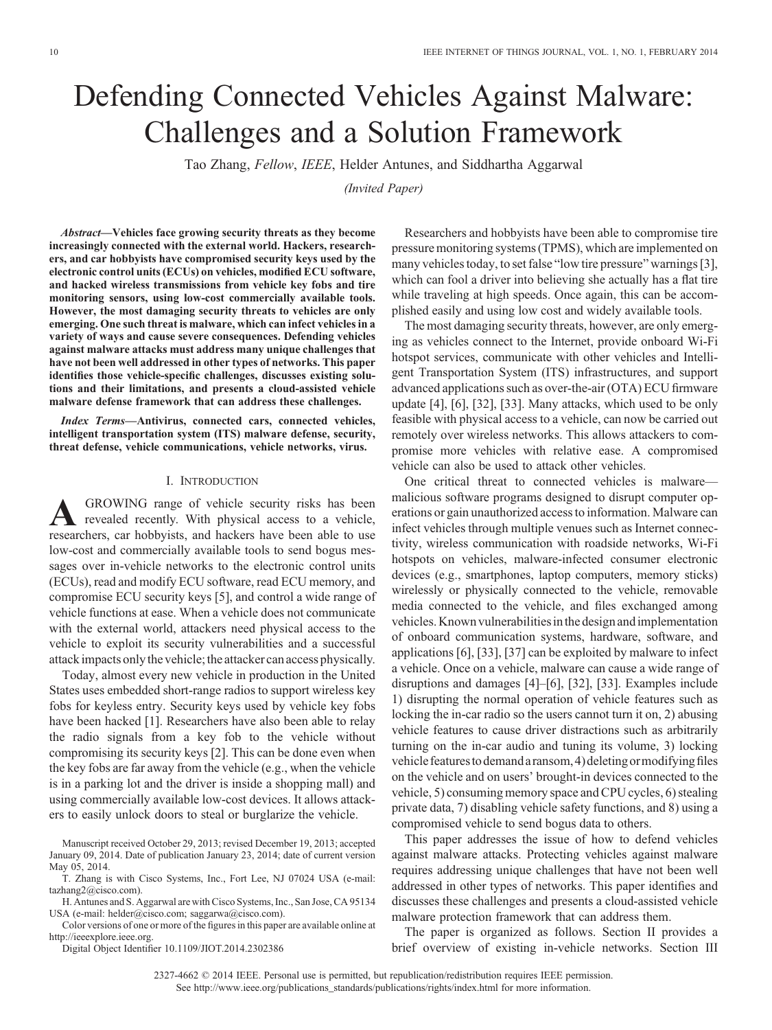# Defending Connected Vehicles Against Malware: Challenges and a Solution Framework

Tao Zhang, *Fellow, IEEE*, Helder Antunes, and Siddhartha Aggarwal

*(Invited Paper)*

***Abstract*—Vehicles face growing security threats as they become increasingly connected with the external world. Hackers, researchers, and car hobbyists have compromised security keys used by the electronic control units (ECUs) on vehicles, modified ECU software, and hacked wireless transmissions from vehicle key fobs and tire monitoring sensors, using low-cost commercially available tools. However, the most damaging security threats to vehicles are only emerging. One such threat is malware, which can infect vehicles in a variety of ways and cause severe consequences. Defending vehicles against malware attacks must address many unique challenges that have not been well addressed in other types of networks. This paper identifies those vehicle-specific challenges, discusses existing solutions and their limitations, and presents a cloud-assisted vehicle malware defense framework that can address these challenges.**

***Index Terms*—Antivirus, connected cars, connected vehicles, intelligent transportation system (ITS) malware defense, security, threat defense, vehicle communications, vehicle networks, virus.**

## I. Introduction

A GROWING range of vehicle security risks has been revealed recently. With physical access to a vehicle, researchers, car hobbyists, and hackers have been able to use low-cost and commercially available tools to send bogus messages over in-vehicle networks to the electronic control units (ECUs), read and modify ECU software, read ECU memory, and compromise ECU security keys [5], and control a wide range of vehicle functions at ease. When a vehicle does not communicate with the external world, attackers need physical access to the vehicle to exploit its security vulnerabilities and a successful attack impacts only the vehicle; the attacker can access physically.

Today, almost every new vehicle in production in the United States uses embedded short-range radios to support wireless key fobs for keyless entry. Security keys used by vehicle key fobs have been hacked [1]. Researchers have also been able to relay the radio signals from a key fob to the vehicle without compromising its security keys [2]. This can be done even when the key fobs are far away from the vehicle (e.g., when the vehicle is in a parking lot and the driver is inside a shopping mall) and using commercially available low-cost devices. It allows attackers to easily unlock doors to steal or burglarize the vehicle.

Researchers and hobbyists have been able to compromise tire pressure monitoring systems (TPMS), which are implemented on many vehicles today, to set false "low tire pressure" warnings [3], which can fool a driver into believing she actually has a flat tire while traveling at high speeds. Once again, this can be accomplished easily and using low cost and widely available tools.

The most damaging security threats, however, are only emerging as vehicles connect to the Internet, provide onboard Wi-Fi hotspot services, communicate with other vehicles and Intelligent Transportation System (ITS) infrastructures, and support advanced applications such as over-the-air (OTA) ECU firmware update [4], [6], [32], [33]. Many attacks, which used to be only feasible with physical access to a vehicle, can now be carried out remotely over wireless networks. This allows attackers to compromise more vehicles with relative ease. A compromised vehicle can also be used to attack other vehicles.

One critical threat to connected vehicles is malware—malicious software programs designed to disrupt computer operations or gain unauthorized access to information. Malware can infect vehicles through multiple venues such as Internet connectivity, wireless communication with roadside networks, Wi-Fi hotspots on vehicles, malware-infected consumer electronic devices (e.g., smartphones, laptop computers, memory sticks) wirelessly or physically connected to the vehicle, removable media connected to the vehicle, and files exchanged among vehicles. Known vulnerabilities in the design and implementation of onboard communication systems, hardware, software, and applications [6], [33], [37] can be exploited by malware to infect a vehicle. Once on a vehicle, malware can cause a wide range of disruptions and damages [4]–[6], [32], [33]. Examples include 1) disrupting the normal operation of vehicle features such as locking the in-car radio so the users cannot turn it on, 2) abusing vehicle features to cause driver distractions such as arbitrarily turning on the in-car audio and tuning its volume, 3) locking vehicle features to demand a ransom, 4) deleting or modifying files on the vehicle and on users' brought-in devices connected to the vehicle, 5) consuming memory space and CPU cycles, 6) stealing private data, 7) disabling vehicle safety functions, and 8) using a compromised vehicle to send bogus data to others.

This paper addresses the issue of how to defend vehicles against malware attacks. Protecting vehicles against malware requires addressing unique challenges that have not been well addressed in other types of networks. This paper identifies and discusses these challenges and presents a cloud-assisted vehicle malware protection framework that can address them.

The paper is organized as follows. Section II provides a brief overview of existing in-vehicle networks. Section III

Manuscript received October 29, 2013; revised December 19, 2013; accepted January 09, 2014. Date of publication January 23, 2014; date of current version May 05, 2014.

T. Zhang is with Cisco Systems, Inc., Fort Lee, NJ 07024 USA (e-mail: tazhang2@cisco.com).

H. Antunes and S. Aggarwal are with Cisco Systems, Inc., San Jose, CA 95134 USA (e-mail: helder@cisco.com; saggarwa@cisco.com).

Color versions of one or more of the figures in this paper are available online at http://ieeexplore.ieee.org.

Digital Object Identifier 10.1109/JIOT.2014.2302386

2327-4662 © 2014 IEEE. Personal use is permitted, but republication/redistribution requires IEEE permission. See http://www.ieee.org/publications_standards/publications/rights/index.html for more information.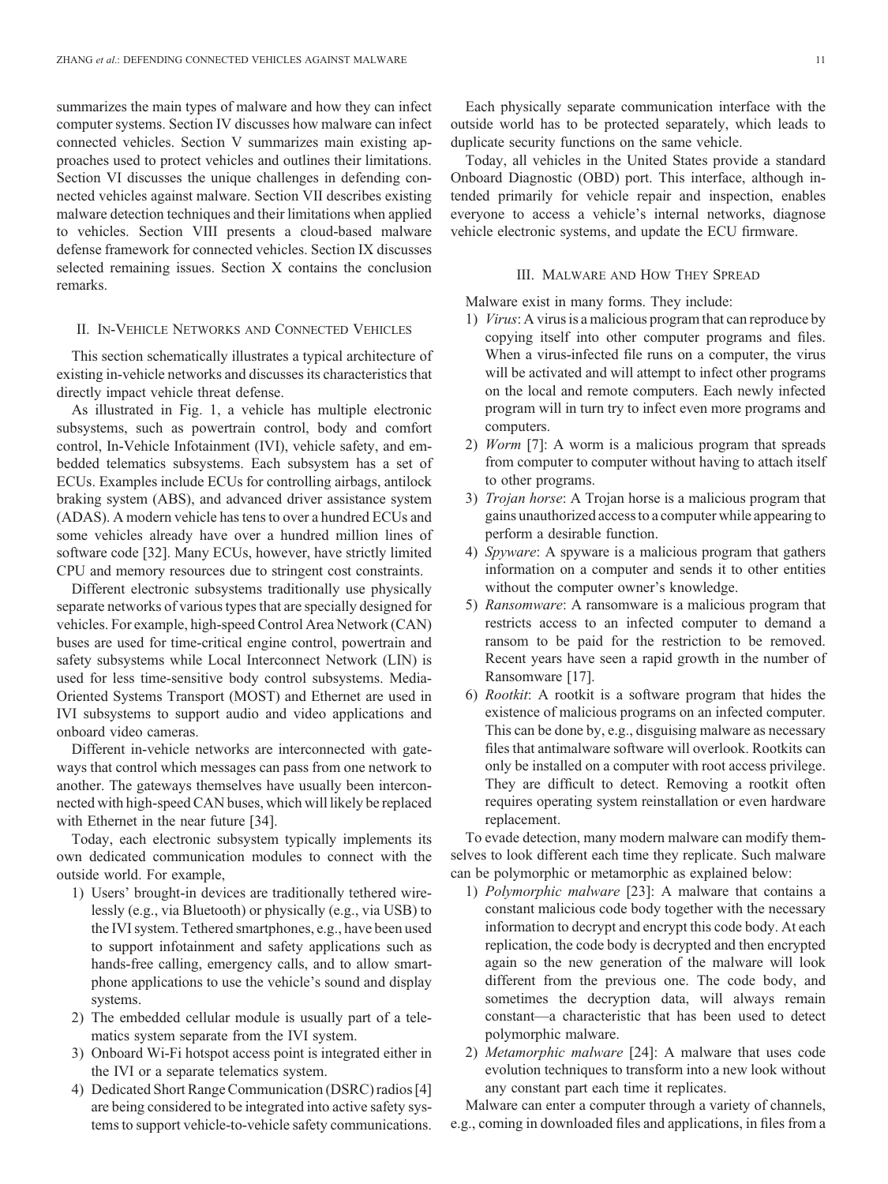summarizes the main types of malware and how they can infect computer systems. Section IV discusses how malware can infect connected vehicles. Section V summarizes main existing approaches used to protect vehicles and outlines their limitations. Section VI discusses the unique challenges in defending connected vehicles against malware. Section VII describes existing malware detection techniques and their limitations when applied to vehicles. Section VIII presents a cloud-based malware defense framework for connected vehicles. Section IX discusses selected remaining issues. Section X contains the conclusion remarks.

## II. In-Vehicle Networks and Connected Vehicles

This section schematically illustrates a typical architecture of existing in-vehicle networks and discusses its characteristics that directly impact vehicle threat defense.

As illustrated in Fig. 1, a vehicle has multiple electronic subsystems, such as powertrain control, body and comfort control, In-Vehicle Infotainment (IVI), vehicle safety, and embedded telematics subsystems. Each subsystem has a set of ECUs. Examples include ECUs for controlling airbags, antilock braking system (ABS), and advanced driver assistance system (ADAS). A modern vehicle has tens to over a hundred ECUs and some vehicles already have over a hundred million lines of software code [32]. Many ECUs, however, have strictly limited CPU and memory resources due to stringent cost constraints.

Different electronic subsystems traditionally use physically separate networks of various types that are specially designed for vehicles. For example, high-speed Control Area Network (CAN) buses are used for time-critical engine control, powertrain and safety subsystems while Local Interconnect Network (LIN) is used for less time-sensitive body control subsystems. Media-Oriented Systems Transport (MOST) and Ethernet are used in IVI subsystems to support audio and video applications and onboard video cameras.

Different in-vehicle networks are interconnected with gateways that control which messages can pass from one network to another. The gateways themselves have usually been interconnected with high-speed CAN buses, which will likely be replaced with Ethernet in the near future [34].

Today, each electronic subsystem typically implements its own dedicated communication modules to connect with the outside world. For example,

1) Users' brought-in devices are traditionally tethered wirelessly (e.g., via Bluetooth) or physically (e.g., via USB) to the IVI system. Tethered smartphones, e.g., have been used to support infotainment and safety applications such as hands-free calling, emergency calls, and to allow smartphone applications to use the vehicle's sound and display systems.
2) The embedded cellular module is usually part of a telematics system separate from the IVI system.
3) Onboard Wi-Fi hotspot access point is integrated either in the IVI or a separate telematics system.
4) Dedicated Short Range Communication (DSRC) radios [4] are being considered to be integrated into active safety systems to support vehicle-to-vehicle safety communications.

Each physically separate communication interface with the outside world has to be protected separately, which leads to duplicate security functions on the same vehicle.

Today, all vehicles in the United States provide a standard Onboard Diagnostic (OBD) port. This interface, although intended primarily for vehicle repair and inspection, enables everyone to access a vehicle's internal networks, diagnose vehicle electronic systems, and update the ECU firmware.

## III. Malware and How They Spread

Malware exist in many forms. They include:

1) *Virus*: A virus is a malicious program that can reproduce by copying itself into other computer programs and files. When a virus-infected file runs on a computer, the virus will be activated and will attempt to infect other programs on the local and remote computers. Each newly infected program will in turn try to infect even more programs and computers.
2) *Worm* [7]: A worm is a malicious program that spreads from computer to computer without having to attach itself to other programs.
3) *Trojan horse*: A Trojan horse is a malicious program that gains unauthorized access to a computer while appearing to perform a desirable function.
4) *Spyware*: A spyware is a malicious program that gathers information on a computer and sends it to other entities without the computer owner's knowledge.
5) *Ransomware*: A ransomware is a malicious program that restricts access to an infected computer to demand a ransom to be paid for the restriction to be removed. Recent years have seen a rapid growth in the number of Ransomware [17].
6) *Rootkit*: A rootkit is a software program that hides the existence of malicious programs on an infected computer. This can be done by, e.g., disguising malware as necessary files that antimalware software will overlook. Rootkits can only be installed on a computer with root access privilege. They are difficult to detect. Removing a rootkit often requires operating system reinstallation or even hardware replacement.

To evade detection, many modern malware can modify themselves to look different each time they replicate. Such malware can be polymorphic or metamorphic as explained below:

1) *Polymorphic malware* [23]: A malware that contains a constant malicious code body together with the necessary information to decrypt and encrypt this code body. At each replication, the code body is decrypted and then encrypted again so the new generation of the malware will look different from the previous one. The code body, and sometimes the decryption data, will always remain constant—a characteristic that has been used to detect polymorphic malware.
2) *Metamorphic malware* [24]: A malware that uses code evolution techniques to transform into a new look without any constant part each time it replicates.

Malware can enter a computer through a variety of channels, e.g., coming in downloaded files and applications, in files from a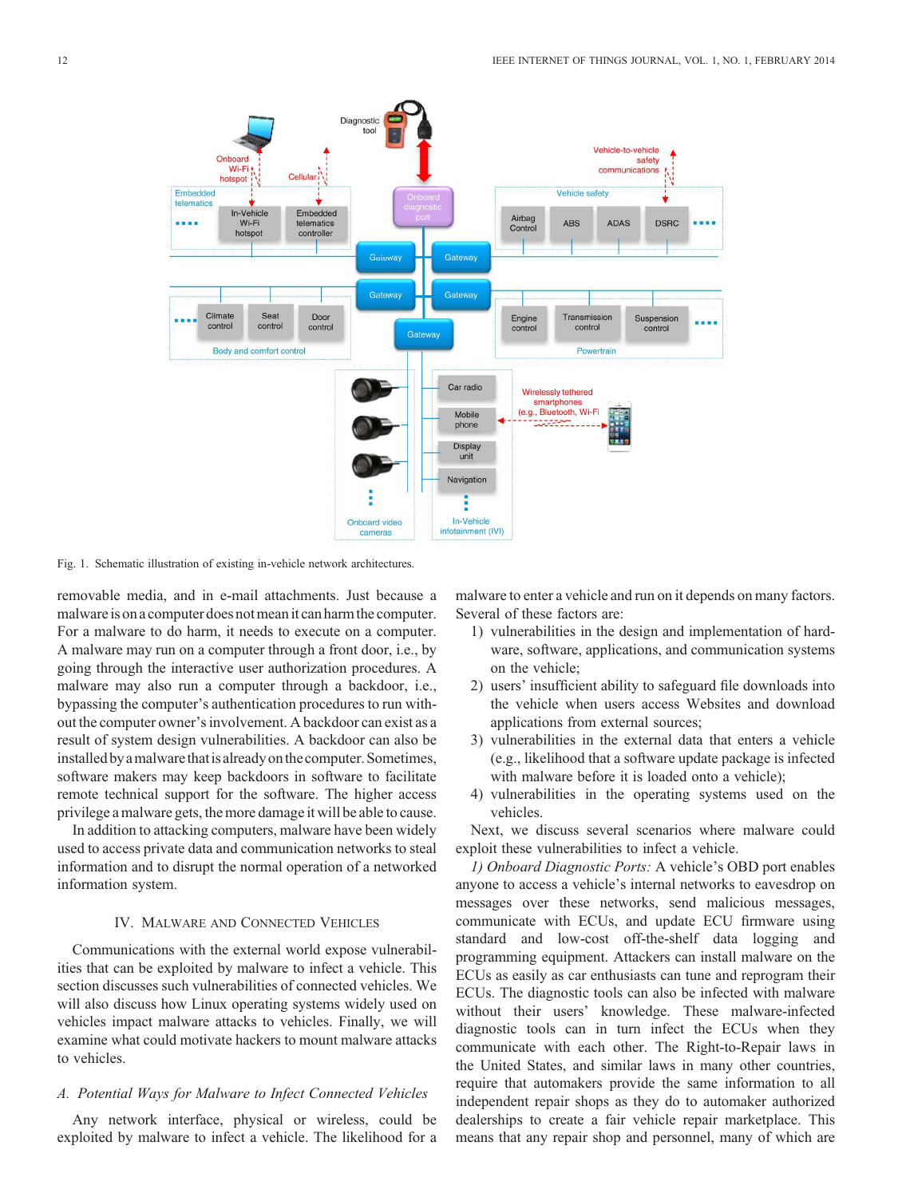Diagnostic tool

Onboard Wi-Fi hotspot

Cellular

Vehicle-to-vehicle safety communications

Embedded telematics

In-Vehicle Wi-Fi hotspot

Embedded telematics controller

Onboard diagnostic port

Vehicle safety

Airbag Control

ABS

ADAS

DSRC

Gateway

Gateway

Gateway

Gateway

Gateway

Climate control

Seat control

Door control

Body and comfort control

Engine control

Transmission control

Suspension control

Powertrain

Car radio

Mobile phone

Display unit

Navigation

Wirelessly tethered smartphones (e.g., Bluetooth, Wi-Fi

Onboard video cameras

In-Vehicle infotainment (IVI)

Fig. 1. Schematic illustration of existing in-vehicle network architectures.

removable media, and in e-mail attachments. Just because a malware is on a computer does not mean it can harm the computer. For a malware to do harm, it needs to execute on a computer. A malware may run on a computer through a front door, i.e., by going through the interactive user authorization procedures. A malware may also run a computer through a backdoor, i.e., bypassing the computer's authentication procedures to run without the computer owner's involvement. A backdoor can exist as a result of system design vulnerabilities. A backdoor can also be installed by a malware that is already on the computer. Sometimes, software makers may keep backdoors in software to facilitate remote technical support for the software. The higher access privilege a malware gets, the more damage it will be able to cause.

In addition to attacking computers, malware have been widely used to access private data and communication networks to steal information and to disrupt the normal operation of a networked information system.

## IV. Malware and Connected Vehicles

Communications with the external world expose vulnerabilities that can be exploited by malware to infect a vehicle. This section discusses such vulnerabilities of connected vehicles. We will also discuss how Linux operating systems widely used on vehicles impact malware attacks to vehicles. Finally, we will examine what could motivate hackers to mount malware attacks to vehicles.

### A. Potential Ways for Malware to Infect Connected Vehicles

Any network interface, physical or wireless, could be exploited by malware to infect a vehicle. The likelihood for a malware to enter a vehicle and run on it depends on many factors. Several of these factors are:

1) vulnerabilities in the design and implementation of hardware, software, applications, and communication systems on the vehicle;
2) users' insufficient ability to safeguard file downloads into the vehicle when users access Websites and download applications from external sources;
3) vulnerabilities in the external data that enters a vehicle (e.g., likelihood that a software update package is infected with malware before it is loaded onto a vehicle);
4) vulnerabilities in the operating systems used on the vehicles.

Next, we discuss several scenarios where malware could exploit these vulnerabilities to infect a vehicle.

*1) Onboard Diagnostic Ports:* A vehicle's OBD port enables anyone to access a vehicle's internal networks to eavesdrop on messages over these networks, send malicious messages, communicate with ECUs, and update ECU firmware using standard and low-cost off-the-shelf data logging and programming equipment. Attackers can install malware on the ECUs as easily as car enthusiasts can tune and reprogram their ECUs. The diagnostic tools can also be infected with malware without their users' knowledge. These malware-infected diagnostic tools can in turn infect the ECUs when they communicate with each other. The Right-to-Repair laws in the United States, and similar laws in many other countries, require that automakers provide the same information to all independent repair shops as they do to automaker authorized dealerships to create a fair vehicle repair marketplace. This means that any repair shop and personnel, many of which are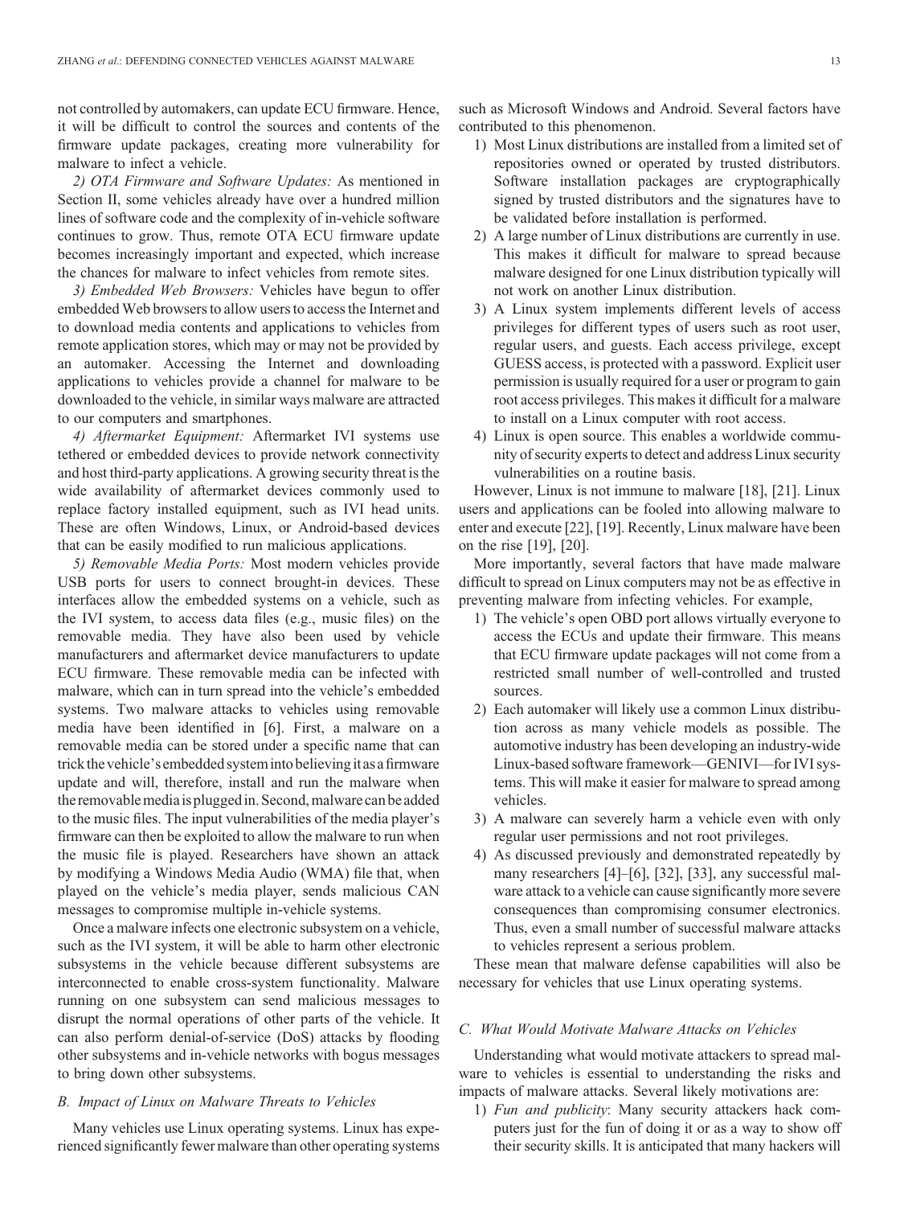not controlled by automakers, can update ECU firmware. Hence, it will be difficult to control the sources and contents of the firmware update packages, creating more vulnerability for malware to infect a vehicle.

*2) OTA Firmware and Software Updates:* As mentioned in Section II, some vehicles already have over a hundred million lines of software code and the complexity of in-vehicle software continues to grow. Thus, remote OTA ECU firmware update becomes increasingly important and expected, which increase the chances for malware to infect vehicles from remote sites.

*3) Embedded Web Browsers:* Vehicles have begun to offer embedded Web browsers to allow users to access the Internet and to download media contents and applications to vehicles from remote application stores, which may or may not be provided by an automaker. Accessing the Internet and downloading applications to vehicles provide a channel for malware to be downloaded to the vehicle, in similar ways malware are attracted to our computers and smartphones.

*4) Aftermarket Equipment:* Aftermarket IVI systems use tethered or embedded devices to provide network connectivity and host third-party applications. A growing security threat is the wide availability of aftermarket devices commonly used to replace factory installed equipment, such as IVI head units. These are often Windows, Linux, or Android-based devices that can be easily modified to run malicious applications.

*5) Removable Media Ports:* Most modern vehicles provide USB ports for users to connect brought-in devices. These interfaces allow the embedded systems on a vehicle, such as the IVI system, to access data files (e.g., music files) on the removable media. They have also been used by vehicle manufacturers and aftermarket device manufacturers to update ECU firmware. These removable media can be infected with malware, which can in turn spread into the vehicle's embedded systems. Two malware attacks to vehicles using removable media have been identified in [6]. First, a malware on a removable media can be stored under a specific name that can trick the vehicle's embedded system into believing it as a firmware update and will, therefore, install and run the malware when the removable media is plugged in. Second, malware can be added to the music files. The input vulnerabilities of the media player's firmware can then be exploited to allow the malware to run when the music file is played. Researchers have shown an attack by modifying a Windows Media Audio (WMA) file that, when played on the vehicle's media player, sends malicious CAN messages to compromise multiple in-vehicle systems.

Once a malware infects one electronic subsystem on a vehicle, such as the IVI system, it will be able to harm other electronic subsystems in the vehicle because different subsystems are interconnected to enable cross-system functionality. Malware running on one subsystem can send malicious messages to disrupt the normal operations of other parts of the vehicle. It can also perform denial-of-service (DoS) attacks by flooding other subsystems and in-vehicle networks with bogus messages to bring down other subsystems.

### *B. Impact of Linux on Malware Threats to Vehicles*

Many vehicles use Linux operating systems. Linux has experienced significantly fewer malware than other operating systems such as Microsoft Windows and Android. Several factors have contributed to this phenomenon.

1) Most Linux distributions are installed from a limited set of repositories owned or operated by trusted distributors. Software installation packages are cryptographically signed by trusted distributors and the signatures have to be validated before installation is performed.
2) A large number of Linux distributions are currently in use. This makes it difficult for malware to spread because malware designed for one Linux distribution typically will not work on another Linux distribution.
3) A Linux system implements different levels of access privileges for different types of users such as root user, regular users, and guests. Each access privilege, except GUESS access, is protected with a password. Explicit user permission is usually required for a user or program to gain root access privileges. This makes it difficult for a malware to install on a Linux computer with root access.
4) Linux is open source. This enables a worldwide community of security experts to detect and address Linux security vulnerabilities on a routine basis.

However, Linux is not immune to malware [18], [21]. Linux users and applications can be fooled into allowing malware to enter and execute [22], [19]. Recently, Linux malware have been on the rise [19], [20].

More importantly, several factors that have made malware difficult to spread on Linux computers may not be as effective in preventing malware from infecting vehicles. For example,

1) The vehicle's open OBD port allows virtually everyone to access the ECUs and update their firmware. This means that ECU firmware update packages will not come from a restricted small number of well-controlled and trusted sources.
2) Each automaker will likely use a common Linux distribution across as many vehicle models as possible. The automotive industry has been developing an industry-wide Linux-based software framework—GENIVI—for IVI systems. This will make it easier for malware to spread among vehicles.
3) A malware can severely harm a vehicle even with only regular user permissions and not root privileges.
4) As discussed previously and demonstrated repeatedly by many researchers [4]–[6], [32], [33], any successful malware attack to a vehicle can cause significantly more severe consequences than compromising consumer electronics. Thus, even a small number of successful malware attacks to vehicles represent a serious problem.

These mean that malware defense capabilities will also be necessary for vehicles that use Linux operating systems.

### *C. What Would Motivate Malware Attacks on Vehicles*

Understanding what would motivate attackers to spread malware to vehicles is essential to understanding the risks and impacts of malware attacks. Several likely motivations are:

1) *Fun and publicity*: Many security attackers hack computers just for the fun of doing it or as a way to show off their security skills. It is anticipated that many hackers will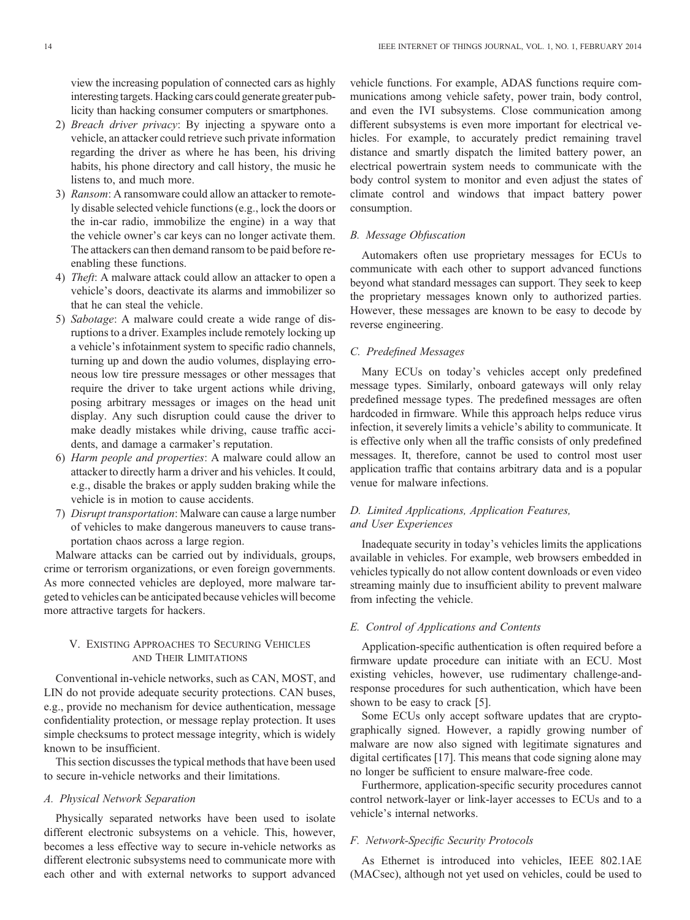view the increasing population of connected cars as highly interesting targets. Hacking cars could generate greater publicity than hacking consumer computers or smartphones.

2) *Breach driver privacy*: By injecting a spyware onto a vehicle, an attacker could retrieve such private information regarding the driver as where he has been, his driving habits, his phone directory and call history, the music he listens to, and much more.
3) *Ransom*: A ransomware could allow an attacker to remotely disable selected vehicle functions (e.g., lock the doors or the in-car radio, immobilize the engine) in a way that the vehicle owner's car keys can no longer activate them. The attackers can then demand ransom to be paid before re-enabling these functions.
4) *Theft*: A malware attack could allow an attacker to open a vehicle's doors, deactivate its alarms and immobilizer so that he can steal the vehicle.
5) *Sabotage*: A malware could create a wide range of disruptions to a driver. Examples include remotely locking up a vehicle's infotainment system to specific radio channels, turning up and down the audio volumes, displaying erroneous low tire pressure messages or other messages that require the driver to take urgent actions while driving, posing arbitrary messages or images on the head unit display. Any such disruption could cause the driver to make deadly mistakes while driving, cause traffic accidents, and damage a carmaker's reputation.
6) *Harm people and properties*: A malware could allow an attacker to directly harm a driver and his vehicles. It could, e.g., disable the brakes or apply sudden braking while the vehicle is in motion to cause accidents.
7) *Disrupt transportation*: Malware can cause a large number of vehicles to make dangerous maneuvers to cause transportation chaos across a large region.

Malware attacks can be carried out by individuals, groups, crime or terrorism organizations, or even foreign governments. As more connected vehicles are deployed, more malware targeted to vehicles can be anticipated because vehicles will become more attractive targets for hackers.

## V. Existing Approaches to Securing Vehicles and Their Limitations

Conventional in-vehicle networks, such as CAN, MOST, and LIN do not provide adequate security protections. CAN buses, e.g., provide no mechanism for device authentication, message confidentiality protection, or message replay protection. It uses simple checksums to protect message integrity, which is widely known to be insufficient.

This section discusses the typical methods that have been used to secure in-vehicle networks and their limitations.

### A. Physical Network Separation

Physically separated networks have been used to isolate different electronic subsystems on a vehicle. This, however, becomes a less effective way to secure in-vehicle networks as different electronic subsystems need to communicate more with each other and with external networks to support advanced vehicle functions. For example, ADAS functions require communications among vehicle safety, power train, body control, and even the IVI subsystems. Close communication among different subsystems is even more important for electrical vehicles. For example, to accurately predict remaining travel distance and smartly dispatch the limited battery power, an electrical powertrain system needs to communicate with the body control system to monitor and even adjust the states of climate control and windows that impact battery power consumption.

### B. Message Obfuscation

Automakers often use proprietary messages for ECUs to communicate with each other to support advanced functions beyond what standard messages can support. They seek to keep the proprietary messages known only to authorized parties. However, these messages are known to be easy to decode by reverse engineering.

### C. Predefined Messages

Many ECUs on today's vehicles accept only predefined message types. Similarly, onboard gateways will only relay predefined message types. The predefined messages are often hardcoded in firmware. While this approach helps reduce virus infection, it severely limits a vehicle's ability to communicate. It is effective only when all the traffic consists of only predefined messages. It, therefore, cannot be used to control most user application traffic that contains arbitrary data and is a popular venue for malware infections.

### D. Limited Applications, Application Features, and User Experiences

Inadequate security in today's vehicles limits the applications available in vehicles. For example, web browsers embedded in vehicles typically do not allow content downloads or even video streaming mainly due to insufficient ability to prevent malware from infecting the vehicle.

### E. Control of Applications and Contents

Application-specific authentication is often required before a firmware update procedure can initiate with an ECU. Most existing vehicles, however, use rudimentary challenge-and-response procedures for such authentication, which have been shown to be easy to crack [5].

Some ECUs only accept software updates that are cryptographically signed. However, a rapidly growing number of malware are now also signed with legitimate signatures and digital certificates [17]. This means that code signing alone may no longer be sufficient to ensure malware-free code.

Furthermore, application-specific security procedures cannot control network-layer or link-layer accesses to ECUs and to a vehicle's internal networks.

### F. Network-Specific Security Protocols

As Ethernet is introduced into vehicles, IEEE 802.1AE (MACsec), although not yet used on vehicles, could be used to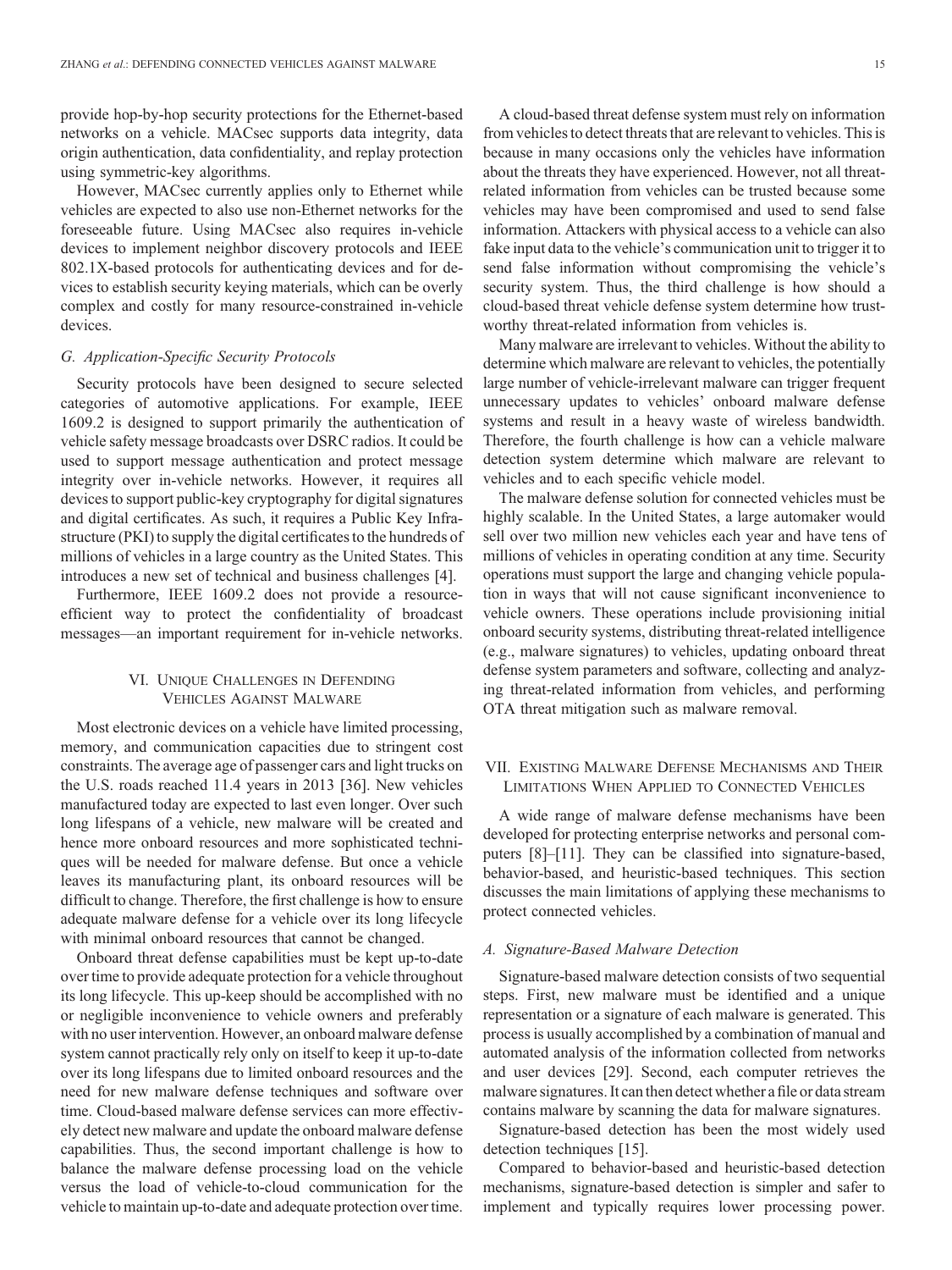provide hop-by-hop security protections for the Ethernet-based networks on a vehicle. MACsec supports data integrity, data origin authentication, data confidentiality, and replay protection using symmetric-key algorithms.

However, MACsec currently applies only to Ethernet while vehicles are expected to also use non-Ethernet networks for the foreseeable future. Using MACsec also requires in-vehicle devices to implement neighbor discovery protocols and IEEE 802.1X-based protocols for authenticating devices and for devices to establish security keying materials, which can be overly complex and costly for many resource-constrained in-vehicle devices.

### *G. Application-Specific Security Protocols*

Security protocols have been designed to secure selected categories of automotive applications. For example, IEEE 1609.2 is designed to support primarily the authentication of vehicle safety message broadcasts over DSRC radios. It could be used to support message authentication and protect message integrity over in-vehicle networks. However, it requires all devices to support public-key cryptography for digital signatures and digital certificates. As such, it requires a Public Key Infrastructure (PKI) to supply the digital certificates to the hundreds of millions of vehicles in a large country as the United States. This introduces a new set of technical and business challenges [4].

Furthermore, IEEE 1609.2 does not provide a resource-efficient way to protect the confidentiality of broadcast messages—an important requirement for in-vehicle networks.

## VI. Unique Challenges in Defending Vehicles Against Malware

Most electronic devices on a vehicle have limited processing, memory, and communication capacities due to stringent cost constraints. The average age of passenger cars and light trucks on the U.S. roads reached 11.4 years in 2013 [36]. New vehicles manufactured today are expected to last even longer. Over such long lifespans of a vehicle, new malware will be created and hence more onboard resources and more sophisticated techniques will be needed for malware defense. But once a vehicle leaves its manufacturing plant, its onboard resources will be difficult to change. Therefore, the first challenge is how to ensure adequate malware defense for a vehicle over its long lifecycle with minimal onboard resources that cannot be changed.

Onboard threat defense capabilities must be kept up-to-date over time to provide adequate protection for a vehicle throughout its long lifecycle. This up-keep should be accomplished with no or negligible inconvenience to vehicle owners and preferably with no user intervention. However, an onboard malware defense system cannot practically rely only on itself to keep it up-to-date over its long lifespans due to limited onboard resources and the need for new malware defense techniques and software over time. Cloud-based malware defense services can more effectively detect new malware and update the onboard malware defense capabilities. Thus, the second important challenge is how to balance the malware defense processing load on the vehicle versus the load of vehicle-to-cloud communication for the vehicle to maintain up-to-date and adequate protection over time.

A cloud-based threat defense system must rely on information from vehicles to detect threats that are relevant to vehicles. This is because in many occasions only the vehicles have information about the threats they have experienced. However, not all threat-related information from vehicles can be trusted because some vehicles may have been compromised and used to send false information. Attackers with physical access to a vehicle can also fake input data to the vehicle's communication unit to trigger it to send false information without compromising the vehicle's security system. Thus, the third challenge is how should a cloud-based threat vehicle defense system determine how trustworthy threat-related information from vehicles is.

Many malware are irrelevant to vehicles. Without the ability to determine which malware are relevant to vehicles, the potentially large number of vehicle-irrelevant malware can trigger frequent unnecessary updates to vehicles' onboard malware defense systems and result in a heavy waste of wireless bandwidth. Therefore, the fourth challenge is how can a vehicle malware detection system determine which malware are relevant to vehicles and to each specific vehicle model.

The malware defense solution for connected vehicles must be highly scalable. In the United States, a large automaker would sell over two million new vehicles each year and have tens of millions of vehicles in operating condition at any time. Security operations must support the large and changing vehicle population in ways that will not cause significant inconvenience to vehicle owners. These operations include provisioning initial onboard security systems, distributing threat-related intelligence (e.g., malware signatures) to vehicles, updating onboard threat defense system parameters and software, collecting and analyzing threat-related information from vehicles, and performing OTA threat mitigation such as malware removal.

## VII. Existing Malware Defense Mechanisms and Their Limitations When Applied to Connected Vehicles

A wide range of malware defense mechanisms have been developed for protecting enterprise networks and personal computers [8]–[11]. They can be classified into signature-based, behavior-based, and heuristic-based techniques. This section discusses the main limitations of applying these mechanisms to protect connected vehicles.

### *A. Signature-Based Malware Detection*

Signature-based malware detection consists of two sequential steps. First, new malware must be identified and a unique representation or a signature of each malware is generated. This process is usually accomplished by a combination of manual and automated analysis of the information collected from networks and user devices [29]. Second, each computer retrieves the malware signatures. It can then detect whether a file or data stream contains malware by scanning the data for malware signatures.

Signature-based detection has been the most widely used detection techniques [15].

Compared to behavior-based and heuristic-based detection mechanisms, signature-based detection is simpler and safer to implement and typically requires lower processing power.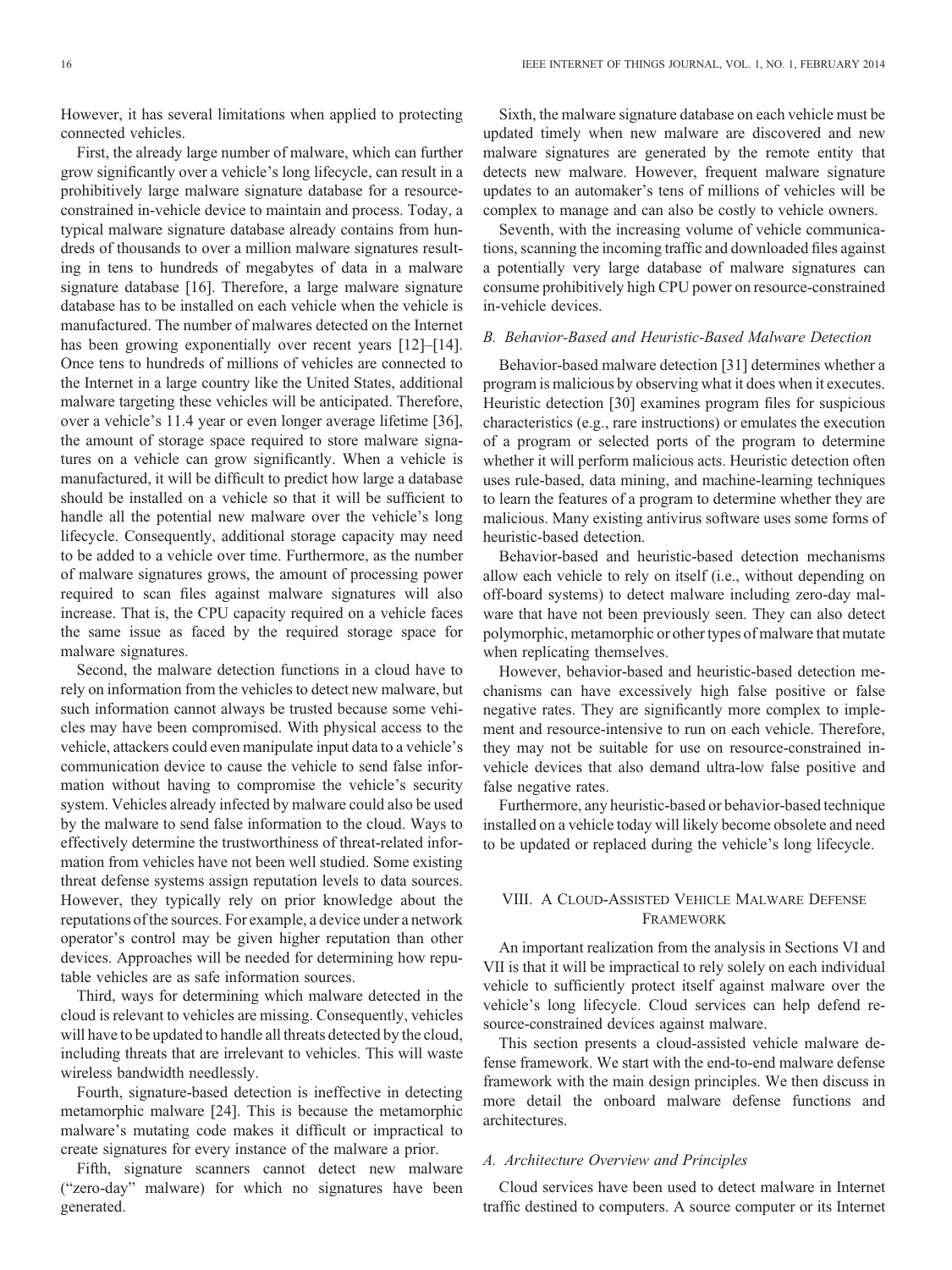However, it has several limitations when applied to protecting connected vehicles.

First, the already large number of malware, which can further grow significantly over a vehicle's long lifecycle, can result in a prohibitively large malware signature database for a resource-constrained in-vehicle device to maintain and process. Today, a typical malware signature database already contains from hundreds of thousands to over a million malware signatures resulting in tens to hundreds of megabytes of data in a malware signature database [16]. Therefore, a large malware signature database has to be installed on each vehicle when the vehicle is manufactured. The number of malwares detected on the Internet has been growing exponentially over recent years [12]–[14]. Once tens to hundreds of millions of vehicles are connected to the Internet in a large country like the United States, additional malware targeting these vehicles will be anticipated. Therefore, over a vehicle's 11.4 year or even longer average lifetime [36], the amount of storage space required to store malware signatures on a vehicle can grow significantly. When a vehicle is manufactured, it will be difficult to predict how large a database should be installed on a vehicle so that it will be sufficient to handle all the potential new malware over the vehicle's long lifecycle. Consequently, additional storage capacity may need to be added to a vehicle over time. Furthermore, as the number of malware signatures grows, the amount of processing power required to scan files against malware signatures will also increase. That is, the CPU capacity required on a vehicle faces the same issue as faced by the required storage space for malware signatures.

Second, the malware detection functions in a cloud have to rely on information from the vehicles to detect new malware, but such information cannot always be trusted because some vehicles may have been compromised. With physical access to the vehicle, attackers could even manipulate input data to a vehicle's communication device to cause the vehicle to send false information without having to compromise the vehicle's security system. Vehicles already infected by malware could also be used by the malware to send false information to the cloud. Ways to effectively determine the trustworthiness of threat-related information from vehicles have not been well studied. Some existing threat defense systems assign reputation levels to data sources. However, they typically rely on prior knowledge about the reputations of the sources. For example, a device under a network operator's control may be given higher reputation than other devices. Approaches will be needed for determining how reputable vehicles are as safe information sources.

Third, ways for determining which malware detected in the cloud is relevant to vehicles are missing. Consequently, vehicles will have to be updated to handle all threats detected by the cloud, including threats that are irrelevant to vehicles. This will waste wireless bandwidth needlessly.

Fourth, signature-based detection is ineffective in detecting metamorphic malware [24]. This is because the metamorphic malware's mutating code makes it difficult or impractical to create signatures for every instance of the malware a prior.

Fifth, signature scanners cannot detect new malware ("zero-day" malware) for which no signatures have been generated.

Sixth, the malware signature database on each vehicle must be updated timely when new malware are discovered and new malware signatures are generated by the remote entity that detects new malware. However, frequent malware signature updates to an automaker's tens of millions of vehicles will be complex to manage and can also be costly to vehicle owners.

Seventh, with the increasing volume of vehicle communications, scanning the incoming traffic and downloaded files against a potentially very large database of malware signatures can consume prohibitively high CPU power on resource-constrained in-vehicle devices.

### *B. Behavior-Based and Heuristic-Based Malware Detection*

Behavior-based malware detection [31] determines whether a program is malicious by observing what it does when it executes. Heuristic detection [30] examines program files for suspicious characteristics (e.g., rare instructions) or emulates the execution of a program or selected ports of the program to determine whether it will perform malicious acts. Heuristic detection often uses rule-based, data mining, and machine-learning techniques to learn the features of a program to determine whether they are malicious. Many existing antivirus software uses some forms of heuristic-based detection.

Behavior-based and heuristic-based detection mechanisms allow each vehicle to rely on itself (i.e., without depending on off-board systems) to detect malware including zero-day malware that have not been previously seen. They can also detect polymorphic, metamorphic or other types of malware that mutate when replicating themselves.

However, behavior-based and heuristic-based detection mechanisms can have excessively high false positive or false negative rates. They are significantly more complex to implement and resource-intensive to run on each vehicle. Therefore, they may not be suitable for use on resource-constrained in-vehicle devices that also demand ultra-low false positive and false negative rates.

Furthermore, any heuristic-based or behavior-based technique installed on a vehicle today will likely become obsolete and need to be updated or replaced during the vehicle's long lifecycle.

## VIII. A Cloud-Assisted Vehicle Malware Defense Framework

An important realization from the analysis in Sections VI and VII is that it will be impractical to rely solely on each individual vehicle to sufficiently protect itself against malware over the vehicle's long lifecycle. Cloud services can help defend resource-constrained devices against malware.

This section presents a cloud-assisted vehicle malware defense framework. We start with the end-to-end malware defense framework with the main design principles. We then discuss in more detail the onboard malware defense functions and architectures.

### *A. Architecture Overview and Principles*

Cloud services have been used to detect malware in Internet traffic destined to computers. A source computer or its Internet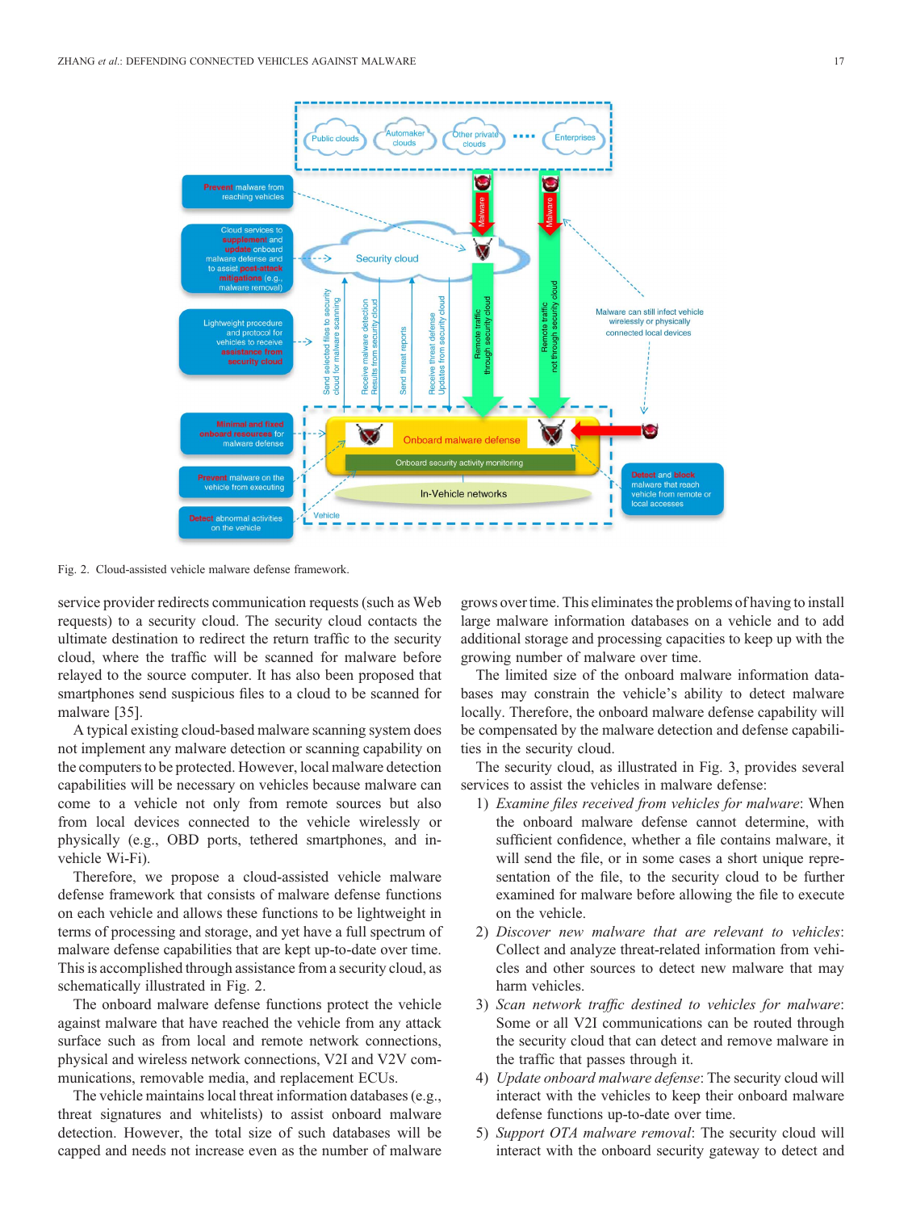Public clouds

Automaker clouds

Other private clouds

Enterprises

Prevent malware from reaching vehicles

Cloud services to supplement and update onboard malware defense and to assist post-attack mitigations (e.g., malware removal)

Security cloud

Lightweight procedure and protocol for vehicles to receive assistance from security cloud

Send selected files to security cloud for malware scanning

Receive malware detection Results from security cloud

Send threat reports

Receive threat defense Updates from security cloud

Malware

Remote traffic through security cloud

Malware

Remote traffic not through security cloud

Malware can still infect vehicle wirelessly or physically connected local devices

Minimal and fixed onboard resources for malware defense

Onboard malware defense

Onboard security activity monitoring

Prevent malware on the vehicle from executing

In-Vehicle networks

Detect abnormal activities on the vehicle

Vehicle

Detect and block malware that reach vehicle from remote or local accesses

Fig. 2. Cloud-assisted vehicle malware defense framework.

service provider redirects communication requests (such as Web requests) to a security cloud. The security cloud contacts the ultimate destination to redirect the return traffic to the security cloud, where the traffic will be scanned for malware before relayed to the source computer. It has also been proposed that smartphones send suspicious files to a cloud to be scanned for malware [35].

A typical existing cloud-based malware scanning system does not implement any malware detection or scanning capability on the computers to be protected. However, local malware detection capabilities will be necessary on vehicles because malware can come to a vehicle not only from remote sources but also from local devices connected to the vehicle wirelessly or physically (e.g., OBD ports, tethered smartphones, and in-vehicle Wi-Fi).

Therefore, we propose a cloud-assisted vehicle malware defense framework that consists of malware defense functions on each vehicle and allows these functions to be lightweight in terms of processing and storage, and yet have a full spectrum of malware defense capabilities that are kept up-to-date over time. This is accomplished through assistance from a security cloud, as schematically illustrated in Fig. 2.

The onboard malware defense functions protect the vehicle against malware that have reached the vehicle from any attack surface such as from local and remote network connections, physical and wireless network connections, V2I and V2V communications, removable media, and replacement ECUs.

The vehicle maintains local threat information databases (e.g., threat signatures and whitelists) to assist onboard malware detection. However, the total size of such databases will be capped and needs not increase even as the number of malware grows over time. This eliminates the problems of having to install large malware information databases on a vehicle and to add additional storage and processing capacities to keep up with the growing number of malware over time.

The limited size of the onboard malware information databases may constrain the vehicle's ability to detect malware locally. Therefore, the onboard malware defense capability will be compensated by the malware detection and defense capabilities in the security cloud.

The security cloud, as illustrated in Fig. 3, provides several services to assist the vehicles in malware defense:

1) *Examine files received from vehicles for malware*: When the onboard malware defense cannot determine, with sufficient confidence, whether a file contains malware, it will send the file, or in some cases a short unique representation of the file, to the security cloud to be further examined for malware before allowing the file to execute on the vehicle.
2) *Discover new malware that are relevant to vehicles*: Collect and analyze threat-related information from vehicles and other sources to detect new malware that may harm vehicles.
3) *Scan network traffic destined to vehicles for malware*: Some or all V2I communications can be routed through the security cloud that can detect and remove malware in the traffic that passes through it.
4) *Update onboard malware defense*: The security cloud will interact with the vehicles to keep their onboard malware defense functions up-to-date over time.
5) *Support OTA malware removal*: The security cloud will interact with the onboard security gateway to detect and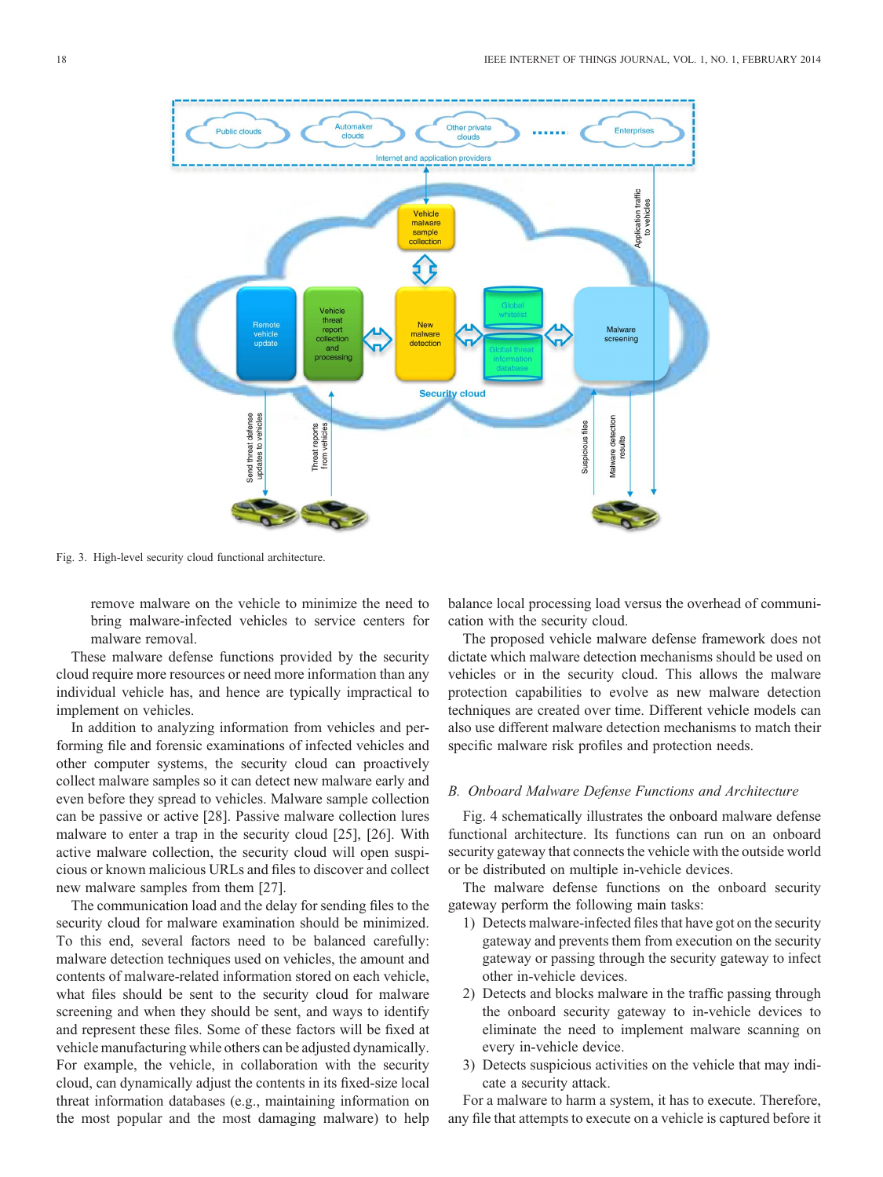Fig. 3. High-level security cloud functional architecture.

remove malware on the vehicle to minimize the need to bring malware-infected vehicles to service centers for malware removal.

These malware defense functions provided by the security cloud require more resources or need more information than any individual vehicle has, and hence are typically impractical to implement on vehicles.

In addition to analyzing information from vehicles and performing file and forensic examinations of infected vehicles and other computer systems, the security cloud can proactively collect malware samples so it can detect new malware early and even before they spread to vehicles. Malware sample collection can be passive or active [28]. Passive malware collection lures malware to enter a trap in the security cloud [25], [26]. With active malware collection, the security cloud will open suspicious or known malicious URLs and files to discover and collect new malware samples from them [27].

The communication load and the delay for sending files to the security cloud for malware examination should be minimized. To this end, several factors need to be balanced carefully: malware detection techniques used on vehicles, the amount and contents of malware-related information stored on each vehicle, what files should be sent to the security cloud for malware screening and when they should be sent, and ways to identify and represent these files. Some of these factors will be fixed at vehicle manufacturing while others can be adjusted dynamically. For example, the vehicle, in collaboration with the security cloud, can dynamically adjust the contents in its fixed-size local threat information databases (e.g., maintaining information on the most popular and the most damaging malware) to help balance local processing load versus the overhead of communication with the security cloud.

The proposed vehicle malware defense framework does not dictate which malware detection mechanisms should be used on vehicles or in the security cloud. This allows the malware protection capabilities to evolve as new malware detection techniques are created over time. Different vehicle models can also use different malware detection mechanisms to match their specific malware risk profiles and protection needs.

### B. Onboard Malware Defense Functions and Architecture

Fig. 4 schematically illustrates the onboard malware defense functional architecture. Its functions can run on an onboard security gateway that connects the vehicle with the outside world or be distributed on multiple in-vehicle devices.

The malware defense functions on the onboard security gateway perform the following main tasks:

1) Detects malware-infected files that have got on the security gateway and prevents them from execution on the security gateway or passing through the security gateway to infect other in-vehicle devices.
2) Detects and blocks malware in the traffic passing through the onboard security gateway to in-vehicle devices to eliminate the need to implement malware scanning on every in-vehicle device.
3) Detects suspicious activities on the vehicle that may indicate a security attack.

For a malware to harm a system, it has to execute. Therefore, any file that attempts to execute on a vehicle is captured before it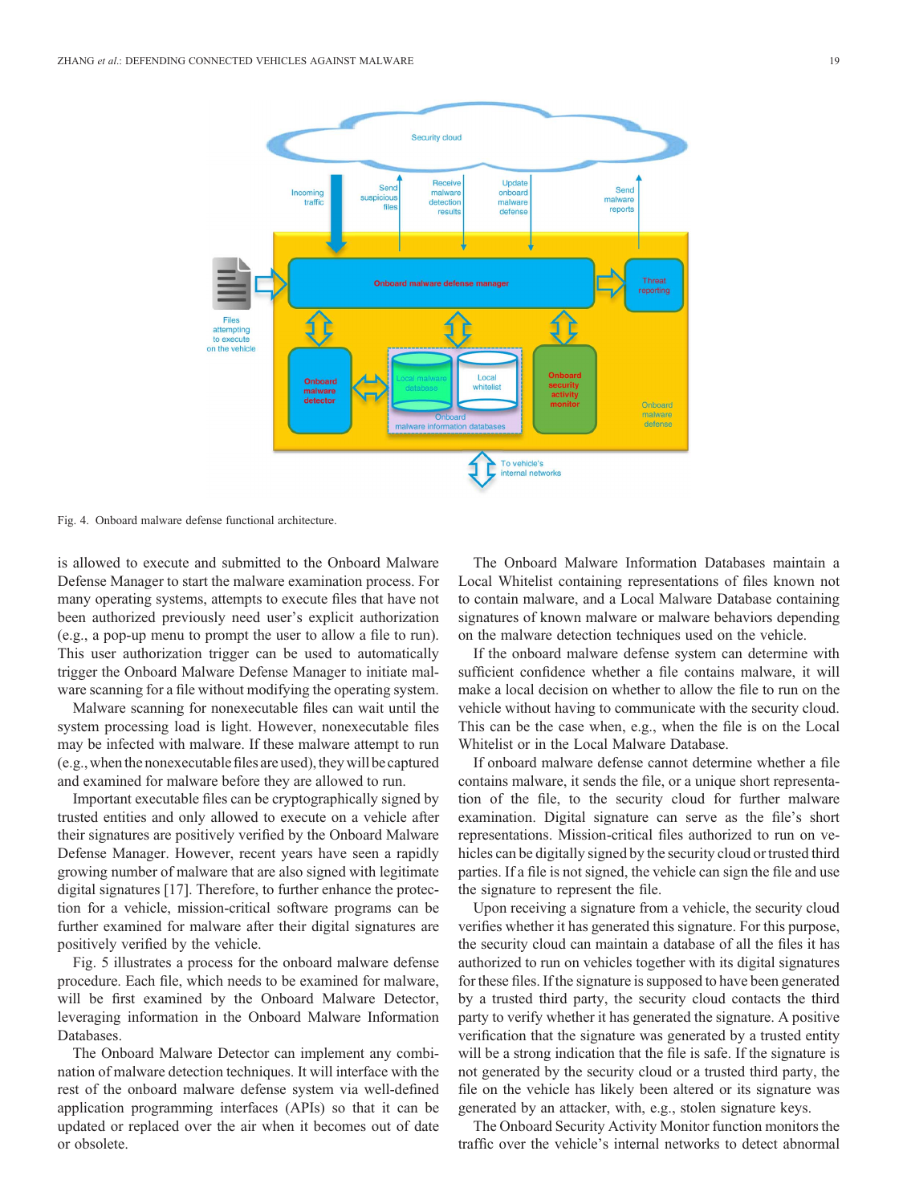Fig. 4. Onboard malware defense functional architecture.

is allowed to execute and submitted to the Onboard Malware Defense Manager to start the malware examination process. For many operating systems, attempts to execute files that have not been authorized previously need user's explicit authorization (e.g., a pop-up menu to prompt the user to allow a file to run). This user authorization trigger can be used to automatically trigger the Onboard Malware Defense Manager to initiate malware scanning for a file without modifying the operating system.

Malware scanning for nonexecutable files can wait until the system processing load is light. However, nonexecutable files may be infected with malware. If these malware attempt to run (e.g., when the nonexecutable files are used), they will be captured and examined for malware before they are allowed to run.

Important executable files can be cryptographically signed by trusted entities and only allowed to execute on a vehicle after their signatures are positively verified by the Onboard Malware Defense Manager. However, recent years have seen a rapidly growing number of malware that are also signed with legitimate digital signatures [17]. Therefore, to further enhance the protection for a vehicle, mission-critical software programs can be further examined for malware after their digital signatures are positively verified by the vehicle.

Fig. 5 illustrates a process for the onboard malware defense procedure. Each file, which needs to be examined for malware, will be first examined by the Onboard Malware Detector, leveraging information in the Onboard Malware Information Databases.

The Onboard Malware Detector can implement any combination of malware detection techniques. It will interface with the rest of the onboard malware defense system via well-defined application programming interfaces (APIs) so that it can be updated or replaced over the air when it becomes out of date or obsolete.

The Onboard Malware Information Databases maintain a Local Whitelist containing representations of files known not to contain malware, and a Local Malware Database containing signatures of known malware or malware behaviors depending on the malware detection techniques used on the vehicle.

If the onboard malware defense system can determine with sufficient confidence whether a file contains malware, it will make a local decision on whether to allow the file to run on the vehicle without having to communicate with the security cloud. This can be the case when, e.g., when the file is on the Local Whitelist or in the Local Malware Database.

If onboard malware defense cannot determine whether a file contains malware, it sends the file, or a unique short representation of the file, to the security cloud for further malware examination. Digital signature can serve as the file's short representations. Mission-critical files authorized to run on vehicles can be digitally signed by the security cloud or trusted third parties. If a file is not signed, the vehicle can sign the file and use the signature to represent the file.

Upon receiving a signature from a vehicle, the security cloud verifies whether it has generated this signature. For this purpose, the security cloud can maintain a database of all the files it has authorized to run on vehicles together with its digital signatures for these files. If the signature is supposed to have been generated by a trusted third party, the security cloud contacts the third party to verify whether it has generated the signature. A positive verification that the signature was generated by a trusted entity will be a strong indication that the file is safe. If the signature is not generated by the security cloud or a trusted third party, the file on the vehicle has likely been altered or its signature was generated by an attacker, with, e.g., stolen signature keys.

The Onboard Security Activity Monitor function monitors the traffic over the vehicle's internal networks to detect abnormal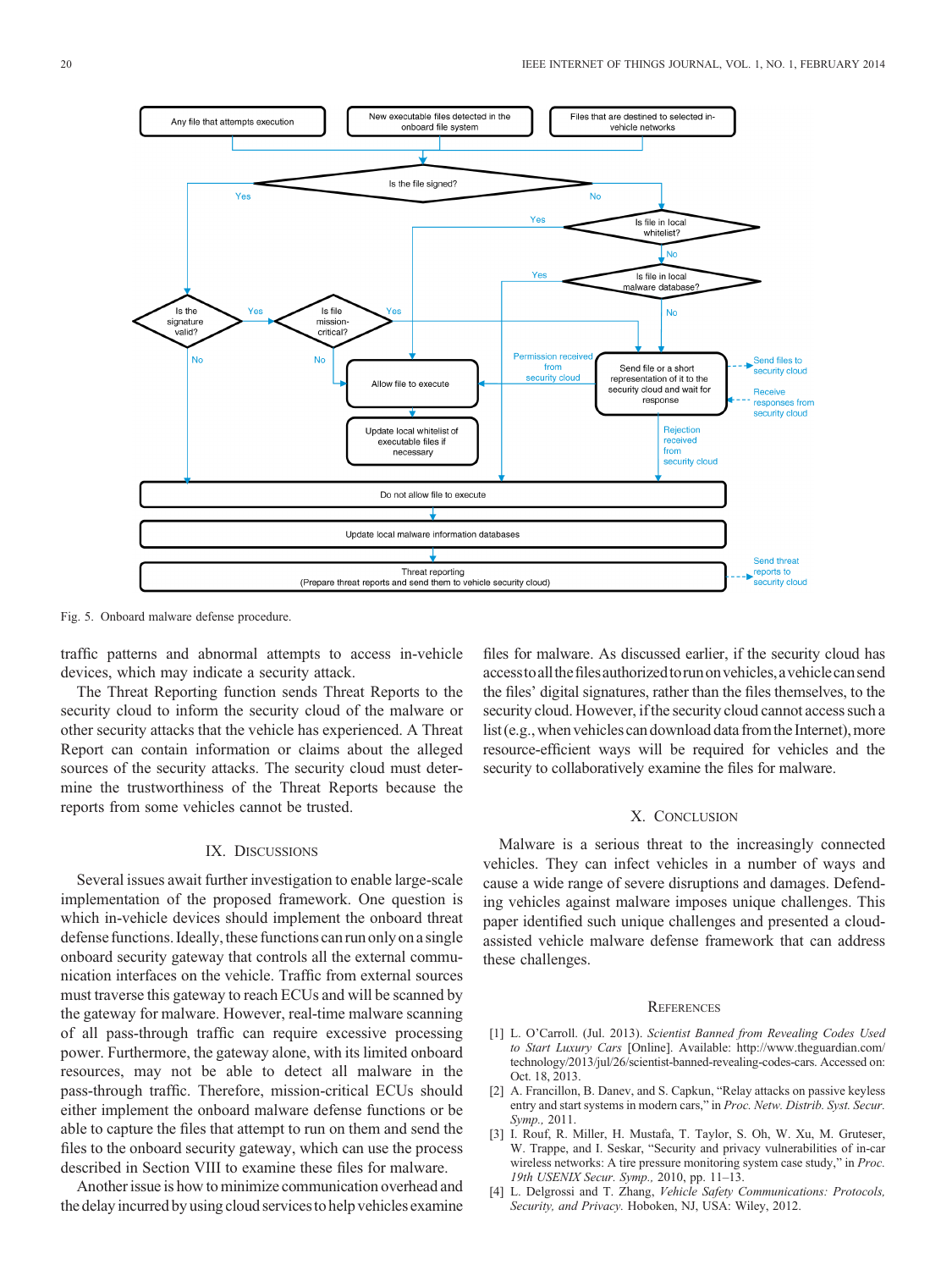Fig. 5. Onboard malware defense procedure.

traffic patterns and abnormal attempts to access in-vehicle devices, which may indicate a security attack.

The Threat Reporting function sends Threat Reports to the security cloud to inform the security cloud of the malware or other security attacks that the vehicle has experienced. A Threat Report can contain information or claims about the alleged sources of the security attacks. The security cloud must determine the trustworthiness of the Threat Reports because the reports from some vehicles cannot be trusted.

## IX. Discussions

Several issues await further investigation to enable large-scale implementation of the proposed framework. One question is which in-vehicle devices should implement the onboard threat defense functions. Ideally, these functions can run only on a single onboard security gateway that controls all the external communication interfaces on the vehicle. Traffic from external sources must traverse this gateway to reach ECUs and will be scanned by the gateway for malware. However, real-time malware scanning of all pass-through traffic can require excessive processing power. Furthermore, the gateway alone, with its limited onboard resources, may not be able to detect all malware in the pass-through traffic. Therefore, mission-critical ECUs should either implement the onboard malware defense functions or be able to capture the files that attempt to run on them and send the files to the onboard security gateway, which can use the process described in Section VIII to examine these files for malware.

Another issue is how to minimize communication overhead and the delay incurred by using cloud services to help vehicles examine files for malware. As discussed earlier, if the security cloud has access to all the files authorized to run on vehicles, a vehicle can send the files' digital signatures, rather than the files themselves, to the security cloud. However, if the security cloud cannot access such a list (e.g., when vehicles can download data from the Internet), more resource-efficient ways will be required for vehicles and the security to collaboratively examine the files for malware.

## X. Conclusion

Malware is a serious threat to the increasingly connected vehicles. They can infect vehicles in a number of ways and cause a wide range of severe disruptions and damages. Defending vehicles against malware imposes unique challenges. This paper identified such unique challenges and presented a cloud-assisted vehicle malware defense framework that can address these challenges.

## References

[1] L. O'Carroll. (Jul. 2013). *Scientist Banned from Revealing Codes Used to Start Luxury Cars* [Online]. Available: http://www.theguardian.com/technology/2013/jul/26/scientist-banned-revealing-codes-cars. Accessed on: Oct. 18, 2013.

[2] A. Francillon, B. Danev, and S. Capkun, "Relay attacks on passive keyless entry and start systems in modern cars," in *Proc. Netw. Distrib. Syst. Secur. Symp.,* 2011.

[3] I. Rouf, R. Miller, H. Mustafa, T. Taylor, S. Oh, W. Xu, M. Gruteser, W. Trappe, and I. Seskar, "Security and privacy vulnerabilities of in-car wireless networks: A tire pressure monitoring system case study," in *Proc. 19th USENIX Secur. Symp.,* 2010, pp. 11–13.

[4] L. Delgrossi and T. Zhang, *Vehicle Safety Communications: Protocols, Security, and Privacy.* Hoboken, NJ, USA: Wiley, 2012.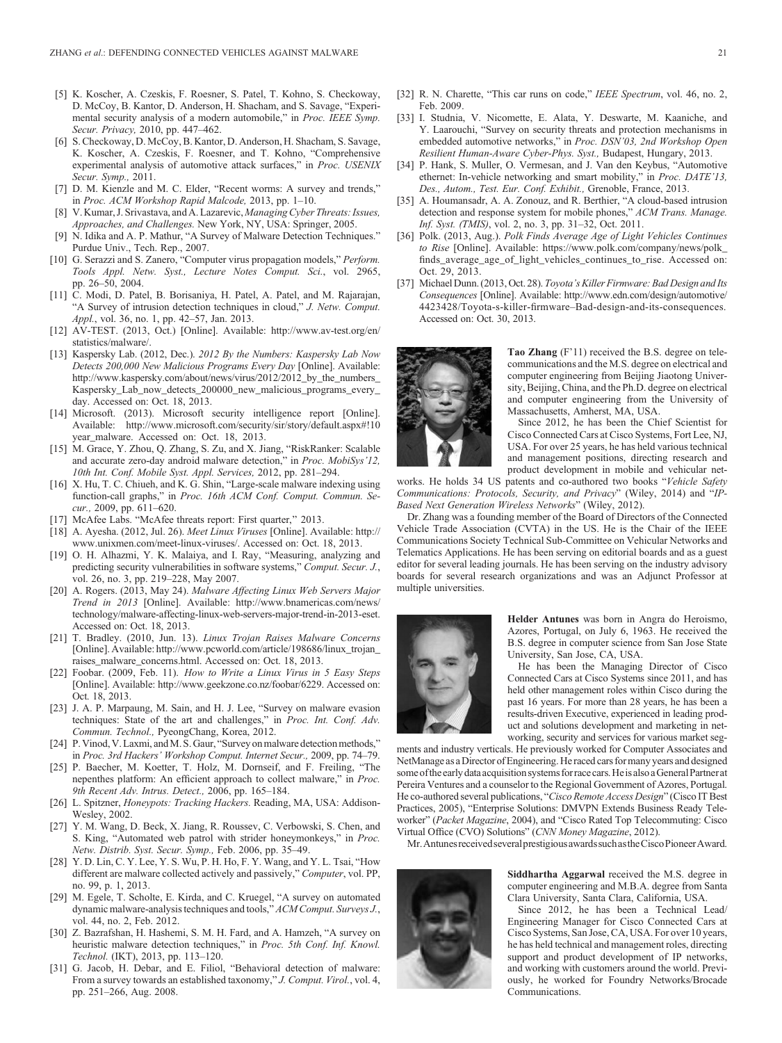[5] K. Koscher, A. Czeskis, F. Roesner, S. Patel, T. Kohno, S. Checkoway, D. McCoy, B. Kantor, D. Anderson, H. Shacham, and S. Savage, "Experimental security analysis of a modern automobile," in *Proc. IEEE Symp. Secur. Privacy,* 2010, pp. 447–462.

[6] S. Checkoway, D. McCoy, B. Kantor, D. Anderson, H. Shacham, S. Savage, K. Koscher, A. Czeskis, F. Roesner, and T. Kohno, "Comprehensive experimental analysis of automotive attack surfaces," in *Proc. USENIX Secur. Symp.,* 2011.

[7] D. M. Kienzle and M. C. Elder, "Recent worms: A survey and trends," in *Proc. ACM Workshop Rapid Malcode,* 2013, pp. 1–10.

[8] V. Kumar, J. Srivastava, and A. Lazarevic, *Managing Cyber Threats: Issues, Approaches, and Challenges.* New York, NY, USA: Springer, 2005.

[9] N. Idika and A. P. Mathur, "A Survey of Malware Detection Techniques." Purdue Univ., Tech. Rep., 2007.

[10] G. Serazzi and S. Zanero, "Computer virus propagation models," *Perform. Tools Appl. Netw. Syst., Lecture Notes Comput. Sci.*, vol. 2965, pp. 26–50, 2004.

[11] C. Modi, D. Patel, B. Borisaniya, H. Patel, A. Patel, and M. Rajarajan, "A Survey of intrusion detection techniques in cloud," *J. Netw. Comput. Appl.*, vol. 36, no. 1, pp. 42–57, Jan. 2013.

[12] AV-TEST. (2013, Oct.) [Online]. Available: http://www.av-test.org/en/statistics/malware/.

[13] Kaspersky Lab. (2012, Dec.). *2012 By the Numbers: Kaspersky Lab Now Detects 200,000 New Malicious Programs Every Day* [Online]. Available: http://www.kaspersky.com/about/news/virus/2012/2012_by_the_numbers_Kaspersky_Lab_now_detects_200000_new_malicious_programs_every_day. Accessed on: Oct. 18, 2013.

[14] Microsoft. (2013). Microsoft security intelligence report [Online]. Available: http://www.microsoft.com/security/sir/story/default.aspx#!10year_malware. Accessed on: Oct. 18, 2013.

[15] M. Grace, Y. Zhou, Q. Zhang, S. Zu, and X. Jiang, "RiskRanker: Scalable and accurate zero-day android malware detection," in *Proc. MobiSys'12, 10th Int. Conf. Mobile Syst. Appl. Services,* 2012, pp. 281–294.

[16] X. Hu, T. C. Chiueh, and K. G. Shin, "Large-scale malware indexing using function-call graphs," in *Proc. 16th ACM Conf. Comput. Commun. Secur.,* 2009, pp. 611–620.

[17] McAfee Labs. "McAfee threats report: First quarter," 2013.

[18] A. Ayesha. (2012, Jul. 26). *Meet Linux Viruses* [Online]. Available: http://www.unixmen.com/meet-linux-viruses/. Accessed on: Oct. 18, 2013.

[19] O. H. Alhazmi, Y. K. Malaiya, and I. Ray, "Measuring, analyzing and predicting security vulnerabilities in software systems," *Comput. Secur. J.*, vol. 26, no. 3, pp. 219–228, May 2007.

[20] A. Rogers. (2013, May 24). *Malware Affecting Linux Web Servers Major Trend in 2013* [Online]. Available: http://www.bnamericas.com/news/technology/malware-affecting-linux-web-servers-major-trend-in-2013-eset. Accessed on: Oct. 18, 2013.

[21] T. Bradley. (2010, Jun. 13). *Linux Trojan Raises Malware Concerns* [Online]. Available: http://www.pcworld.com/article/198686/linux_trojan_raises_malware_concerns.html. Accessed on: Oct. 18, 2013.

[22] Foobar. (2009, Feb. 11). *How to Write a Linux Virus in 5 Easy Steps* [Online]. Available: http://www.geekzone.co.nz/foobar/6229. Accessed on: Oct. 18, 2013.

[23] J. A. P. Marpaung, M. Sain, and H. J. Lee, "Survey on malware evasion techniques: State of the art and challenges," in *Proc. Int. Conf. Adv. Commun. Technol.,* PyeongChang, Korea, 2012.

[24] P. Vinod, V. Laxmi, and M. S. Gaur, "Survey on malware detection methods," in *Proc. 3rd Hackers' Workshop Comput. Internet Secur.,* 2009, pp. 74–79.

[25] P. Baecher, M. Koetter, T. Holz, M. Dornseif, and F. Freiling, "The nepenthes platform: An efficient approach to collect malware," in *Proc. 9th Recent Adv. Intrus. Detect.,* 2006, pp. 165–184.

[26] L. Spitzner, *Honeypots: Tracking Hackers.* Reading, MA, USA: Addison-Wesley, 2002.

[27] Y. M. Wang, D. Beck, X. Jiang, R. Roussev, C. Verbowski, S. Chen, and S. King, "Automated web patrol with strider honeymonkeys," in *Proc. Netw. Distrib. Syst. Secur. Symp.,* Feb. 2006, pp. 35–49.

[28] Y. D. Lin, C. Y. Lee, Y. S. Wu, P. H. Ho, F. Y. Wang, and Y. L. Tsai, "How different are malware collected actively and passively," *Computer*, vol. PP, no. 99, p. 1, 2013.

[29] M. Egele, T. Scholte, E. Kirda, and C. Kruegel, "A survey on automated dynamic malware-analysis techniques and tools," *ACM Comput. Surveys J.*, vol. 44, no. 2, Feb. 2012.

[30] Z. Bazrafshan, H. Hashemi, S. M. H. Fard, and A. Hamzeh, "A survey on heuristic malware detection techniques," in *Proc. 5th Conf. Inf. Knowl. Technol.* (IKT), 2013, pp. 113–120.

[31] G. Jacob, H. Debar, and E. Filiol, "Behavioral detection of malware: From a survey towards an established taxonomy," *J. Comput. Virol.*, vol. 4, pp. 251–266, Aug. 2008.

[32] R. N. Charette, "This car runs on code," *IEEE Spectrum*, vol. 46, no. 2, Feb. 2009.

[33] I. Studnia, V. Nicomette, E. Alata, Y. Deswarte, M. Kaaniche, and Y. Laarouchi, "Survey on security threats and protection mechanisms in embedded automotive networks," in *Proc. DSN'03, 2nd Workshop Open Resilient Human-Aware Cyber-Phys. Syst.,* Budapest, Hungary, 2013.

[34] P. Hank, S. Muller, O. Vermesan, and J. Van den Keybus, "Automotive ethernet: In-vehicle networking and smart mobility," in *Proc. DATE'13, Des., Autom., Test. Eur. Conf. Exhibit.,* Grenoble, France, 2013.

[35] A. Houmansadr, A. A. Zonouz, and R. Berthier, "A cloud-based intrusion detection and response system for mobile phones," *ACM Trans. Manage. Inf. Syst. (TMIS)*, vol. 2, no. 3, pp. 31–32, Oct. 2011.

[36] Polk. (2013, Aug.). *Polk Finds Average Age of Light Vehicles Continues to Rise* [Online]. Available: https://www.polk.com/company/news/polk_finds_average_age_of_light_vehicles_continues_to_rise. Accessed on: Oct. 29, 2013.

[37] Michael Dunn. (2013, Oct. 28). *Toyota's Killer Firmware: Bad Design and Its Consequences* [Online]. Available: http://www.edn.com/design/automotive/4423428/Toyota-s-killer-firmware–Bad-design-and-its-consequences. Accessed on: Oct. 30, 2013.

**Tao Zhang** (F'11) received the B.S. degree on telecommunications and the M.S. degree on electrical and computer engineering from Beijing Jiaotong University, Beijing, China, and the Ph.D. degree on electrical and computer engineering from the University of Massachusetts, Amherst, MA, USA.

Since 2012, he has been the Chief Scientist for Cisco Connected Cars at Cisco Systems, Fort Lee, NJ, USA. For over 25 years, he has held various technical and management positions, directing research and product development in mobile and vehicular networks. He holds 34 US patents and co-authored two books "*Vehicle Safety Communications: Protocols, Security, and Privacy*" (Wiley, 2014) and "*IP-Based Next Generation Wireless Networks*" (Wiley, 2012).

Dr. Zhang was a founding member of the Board of Directors of the Connected Vehicle Trade Association (CVTA) in the US. He is the Chair of the IEEE Communications Society Technical Sub-Committee on Vehicular Networks and Telematics Applications. He has been serving on editorial boards and as a guest editor for several leading journals. He has been serving on the industry advisory boards for several research organizations and was an Adjunct Professor at multiple universities.

**Helder Antunes** was born in Angra do Heroismo, Azores, Portugal, on July 6, 1963. He received the B.S. degree in computer science from San Jose State University, San Jose, CA, USA.

He has been the Managing Director of Cisco Connected Cars at Cisco Systems since 2011, and has held other management roles within Cisco during the past 16 years. For more than 28 years, he has been a results-driven Executive, experienced in leading product and solutions development and marketing in networking, security and services for various market segments and industry verticals. He previously worked for Computer Associates and NetManage as a Director of Engineering. He raced cars for many years and designed some of the early data acquisition systems for race cars. He is also a General Partner at Pereira Ventures and a counselor to the Regional Government of Azores, Portugal. He co-authored several publications, "*Cisco Remote Access Design*" (Cisco IT Best Practices, 2005), "Enterprise Solutions: DMVPN Extends Business Ready Teleworker" (*Packet Magazine*, 2004), and "Cisco Rated Top Telecommuting: Cisco Virtual Office (CVO) Solutions" (*CNN Money Magazine*, 2012).

Mr. Antunes received several prestigious awards such as the Cisco Pioneer Award.

**Siddhartha Aggarwal** received the M.S. degree in computer engineering and M.B.A. degree from Santa Clara University, Santa Clara, California, USA.

Since 2012, he has been a Technical Lead/Engineering Manager for Cisco Connected Cars at Cisco Systems, San Jose, CA, USA. For over 10 years, he has held technical and management roles, directing support and product development of IP networks, and working with customers around the world. Previously, he worked for Foundry Networks/Brocade Communications.